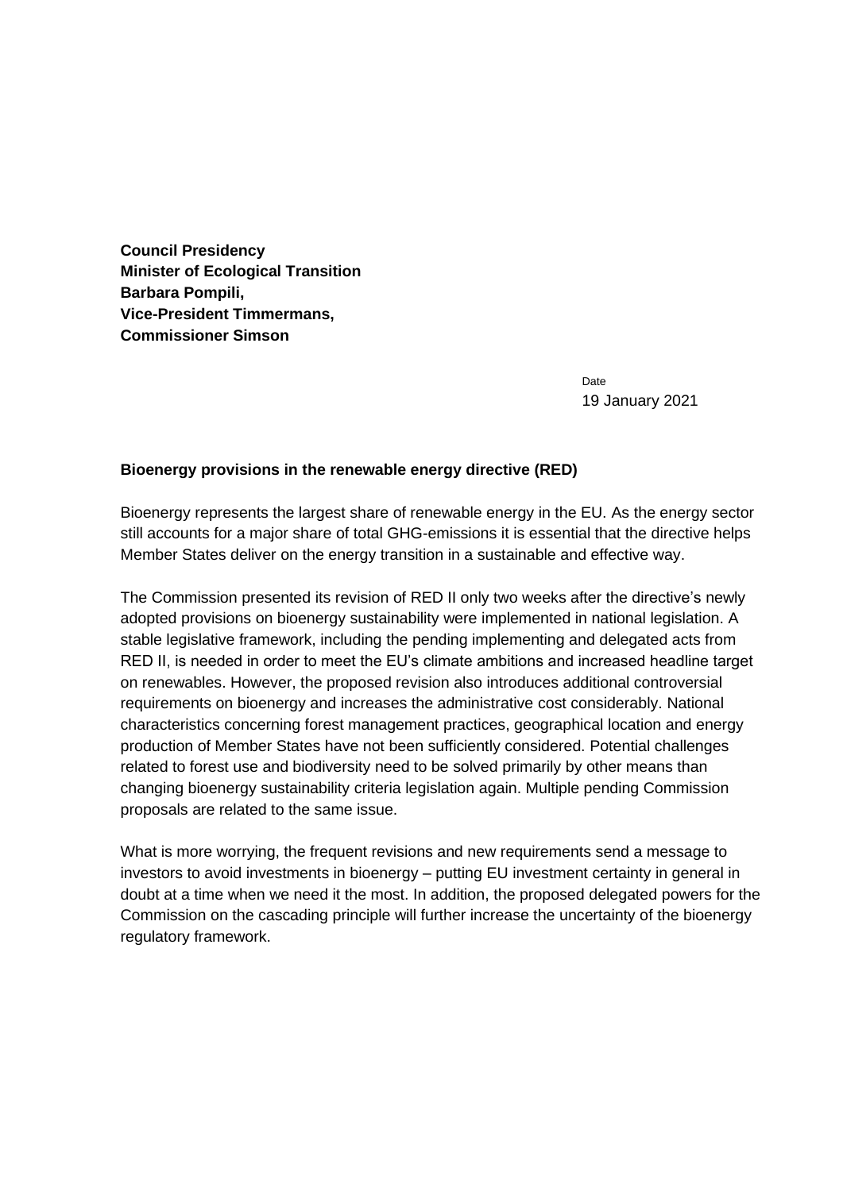**Council Presidency**
**Minister of Ecological Transition**
**Barbara Pompili,**
**Vice-President Timmermans,**
**Commissioner Simson**

Date
19 January 2021

**Bioenergy provisions in the renewable energy directive (RED)**

Bioenergy represents the largest share of renewable energy in the EU. As the energy sector still accounts for a major share of total GHG-emissions it is essential that the directive helps Member States deliver on the energy transition in a sustainable and effective way.

The Commission presented its revision of RED II only two weeks after the directive's newly adopted provisions on bioenergy sustainability were implemented in national legislation. A stable legislative framework, including the pending implementing and delegated acts from RED II, is needed in order to meet the EU's climate ambitions and increased headline target on renewables. However, the proposed revision also introduces additional controversial requirements on bioenergy and increases the administrative cost considerably. National characteristics concerning forest management practices, geographical location and energy production of Member States have not been sufficiently considered. Potential challenges related to forest use and biodiversity need to be solved primarily by other means than changing bioenergy sustainability criteria legislation again. Multiple pending Commission proposals are related to the same issue.

What is more worrying, the frequent revisions and new requirements send a message to investors to avoid investments in bioenergy – putting EU investment certainty in general in doubt at a time when we need it the most. In addition, the proposed delegated powers for the Commission on the cascading principle will further increase the uncertainty of the bioenergy regulatory framework.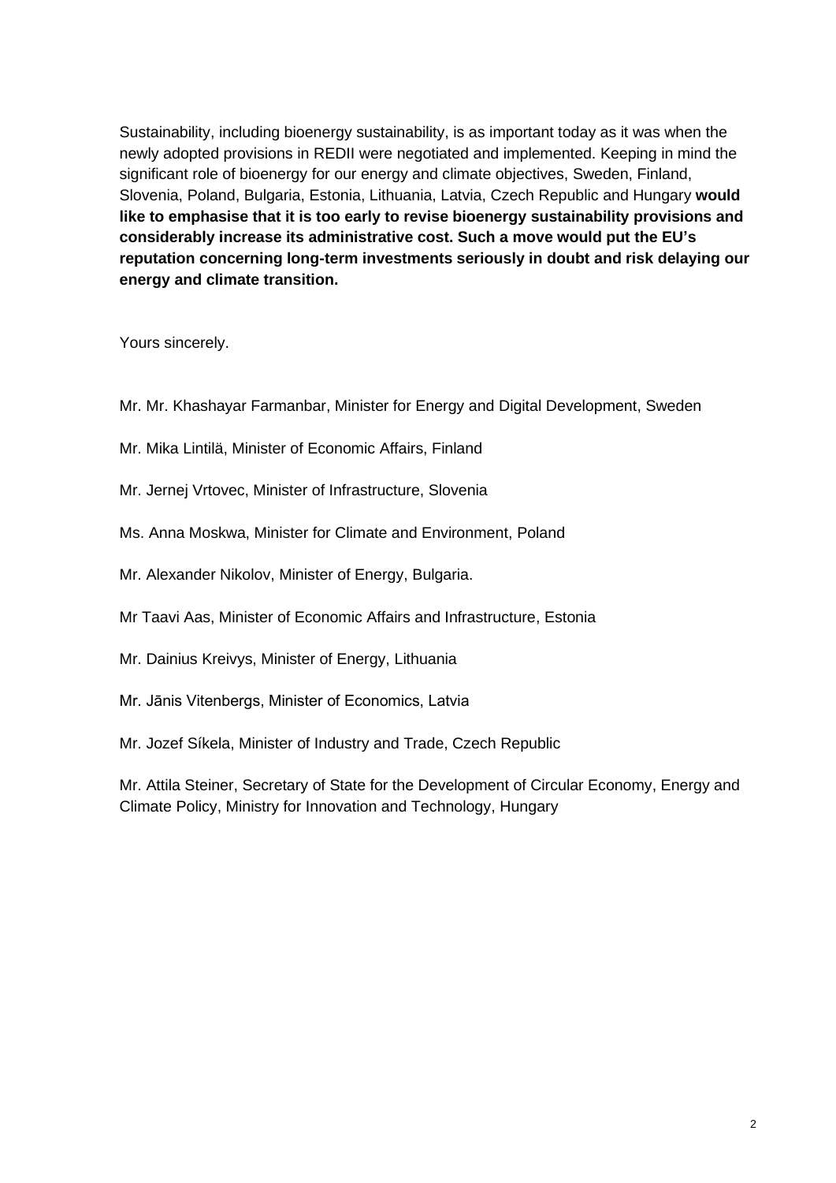Sustainability, including bioenergy sustainability, is as important today as it was when the newly adopted provisions in REDII were negotiated and implemented. Keeping in mind the significant role of bioenergy for our energy and climate objectives, Sweden, Finland, Slovenia, Poland, Bulgaria, Estonia, Lithuania, Latvia, Czech Republic and Hungary **would like to emphasise that it is too early to revise bioenergy sustainability provisions and considerably increase its administrative cost. Such a move would put the EU's reputation concerning long-term investments seriously in doubt and risk delaying our energy and climate transition.**

Yours sincerely.

Mr. Mr. Khashayar Farmanbar, Minister for Energy and Digital Development, Sweden

Mr. Mika Lintilä, Minister of Economic Affairs, Finland

Mr. Jernej Vrtovec, Minister of Infrastructure, Slovenia

Ms. Anna Moskwa, Minister for Climate and Environment, Poland

Mr. Alexander Nikolov, Minister of Energy, Bulgaria.

Mr Taavi Aas, Minister of Economic Affairs and Infrastructure, Estonia

Mr. Dainius Kreivys, Minister of Energy, Lithuania

Mr. Jānis Vitenbergs, Minister of Economics, Latvia

Mr. Jozef Síkela, Minister of Industry and Trade, Czech Republic

Mr. Attila Steiner, Secretary of State for the Development of Circular Economy, Energy and Climate Policy, Ministry for Innovation and Technology, Hungary